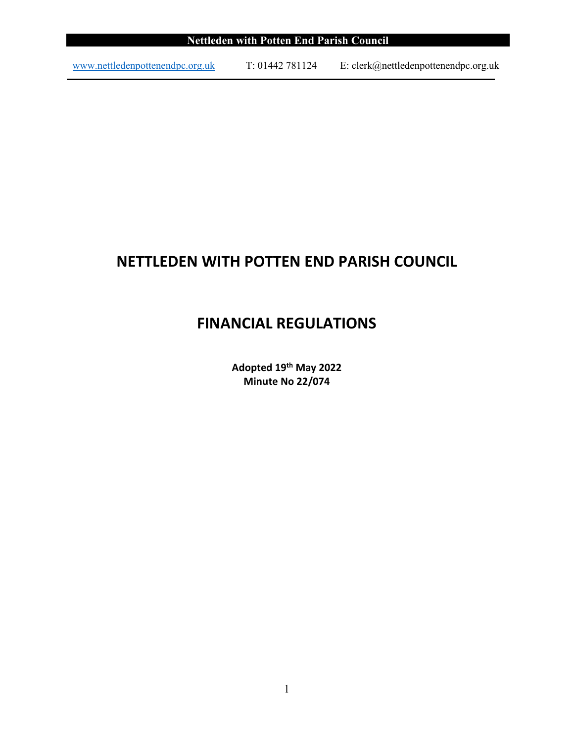# NETTLEDEN WITH POTTEN END PARISH COUNCIL

## FINANCIAL REGULATIONS

**Adopted 19th May 2022**
**Minute No 22/074**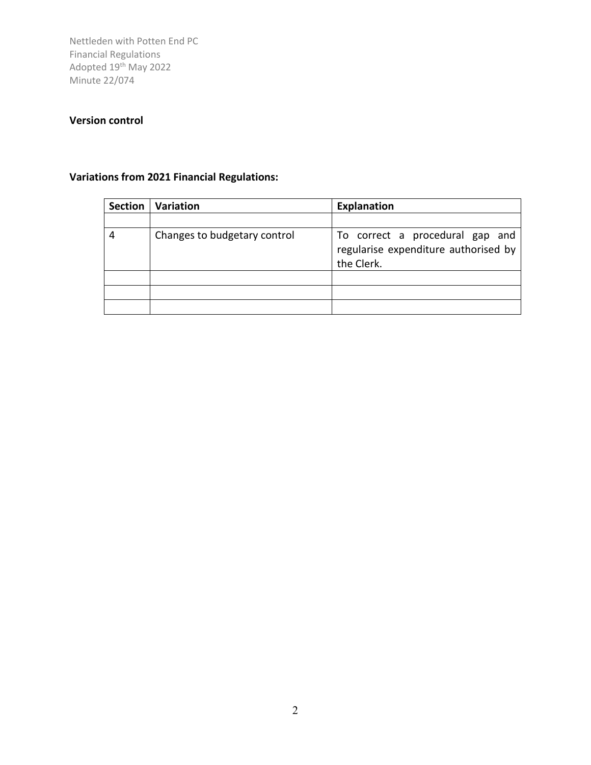**Version control**

**Variations from 2021 Financial Regulations:**

| Section | Variation | Explanation |
|---|---|---|
| | | |
| 4 | Changes to budgetary control | To correct a procedural gap and regularise expenditure authorised by the Clerk. |
| | | |
| | | |
| | | |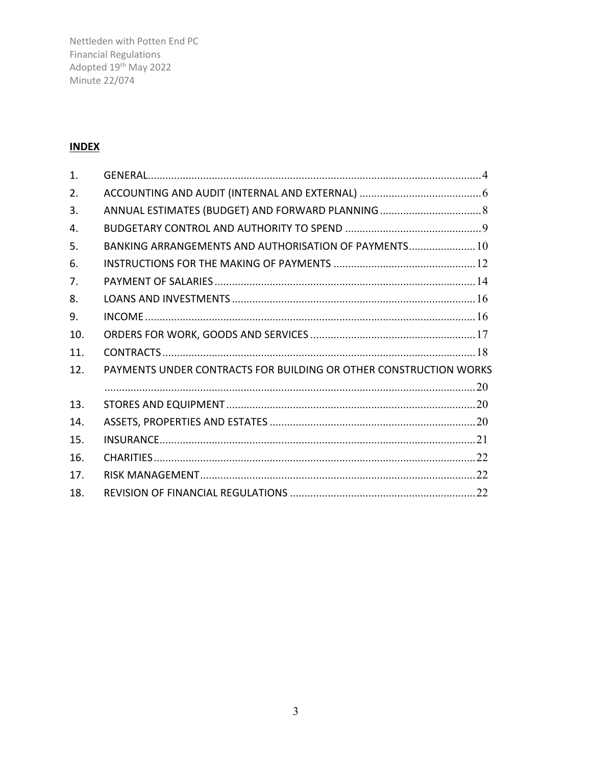## INDEX

| | | |
|---|---|---|
| 1. | GENERAL | 4 |
| 2. | ACCOUNTING AND AUDIT (INTERNAL AND EXTERNAL) | 6 |
| 3. | ANNUAL ESTIMATES (BUDGET) AND FORWARD PLANNING | 8 |
| 4. | BUDGETARY CONTROL AND AUTHORITY TO SPEND | 9 |
| 5. | BANKING ARRANGEMENTS AND AUTHORISATION OF PAYMENTS | 10 |
| 6. | INSTRUCTIONS FOR THE MAKING OF PAYMENTS | 12 |
| 7. | PAYMENT OF SALARIES | 14 |
| 8. | LOANS AND INVESTMENTS | 16 |
| 9. | INCOME | 16 |
| 10. | ORDERS FOR WORK, GOODS AND SERVICES | 17 |
| 11. | CONTRACTS | 18 |
| 12. | PAYMENTS UNDER CONTRACTS FOR BUILDING OR OTHER CONSTRUCTION WORKS | 20 |
| 13. | STORES AND EQUIPMENT | 20 |
| 14. | ASSETS, PROPERTIES AND ESTATES | 20 |
| 15. | INSURANCE | 21 |
| 16. | CHARITIES | 22 |
| 17. | RISK MANAGEMENT | 22 |
| 18. | REVISION OF FINANCIAL REGULATIONS | 22 |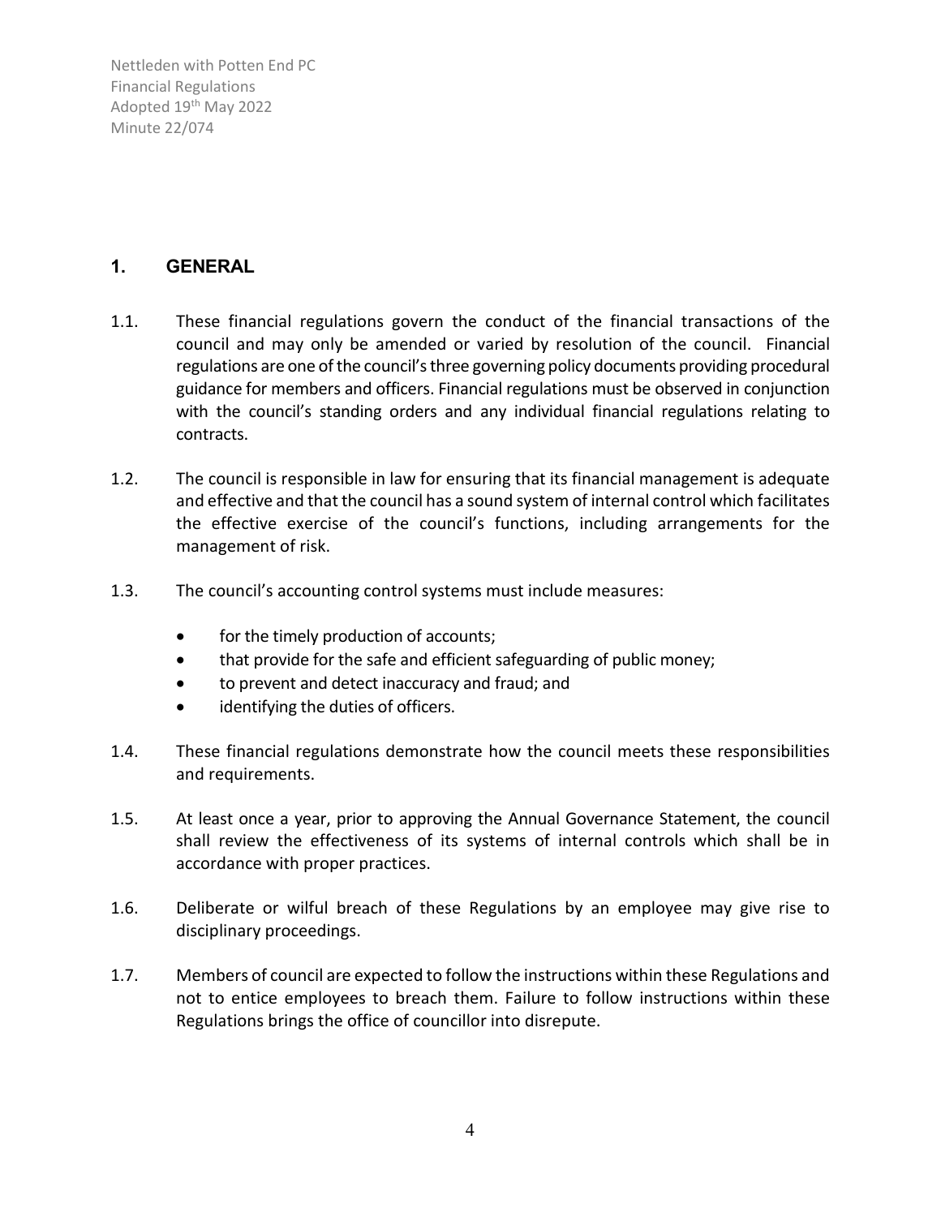## 1. GENERAL

1.1. These financial regulations govern the conduct of the financial transactions of the council and may only be amended or varied by resolution of the council. Financial regulations are one of the council's three governing policy documents providing procedural guidance for members and officers. Financial regulations must be observed in conjunction with the council's standing orders and any individual financial regulations relating to contracts.

1.2. The council is responsible in law for ensuring that its financial management is adequate and effective and that the council has a sound system of internal control which facilitates the effective exercise of the council's functions, including arrangements for the management of risk.

1.3. The council's accounting control systems must include measures:

- for the timely production of accounts;
- that provide for the safe and efficient safeguarding of public money;
- to prevent and detect inaccuracy and fraud; and
- identifying the duties of officers.

1.4. These financial regulations demonstrate how the council meets these responsibilities and requirements.

1.5. At least once a year, prior to approving the Annual Governance Statement, the council shall review the effectiveness of its systems of internal controls which shall be in accordance with proper practices.

1.6. Deliberate or wilful breach of these Regulations by an employee may give rise to disciplinary proceedings.

1.7. Members of council are expected to follow the instructions within these Regulations and not to entice employees to breach them. Failure to follow instructions within these Regulations brings the office of councillor into disrepute.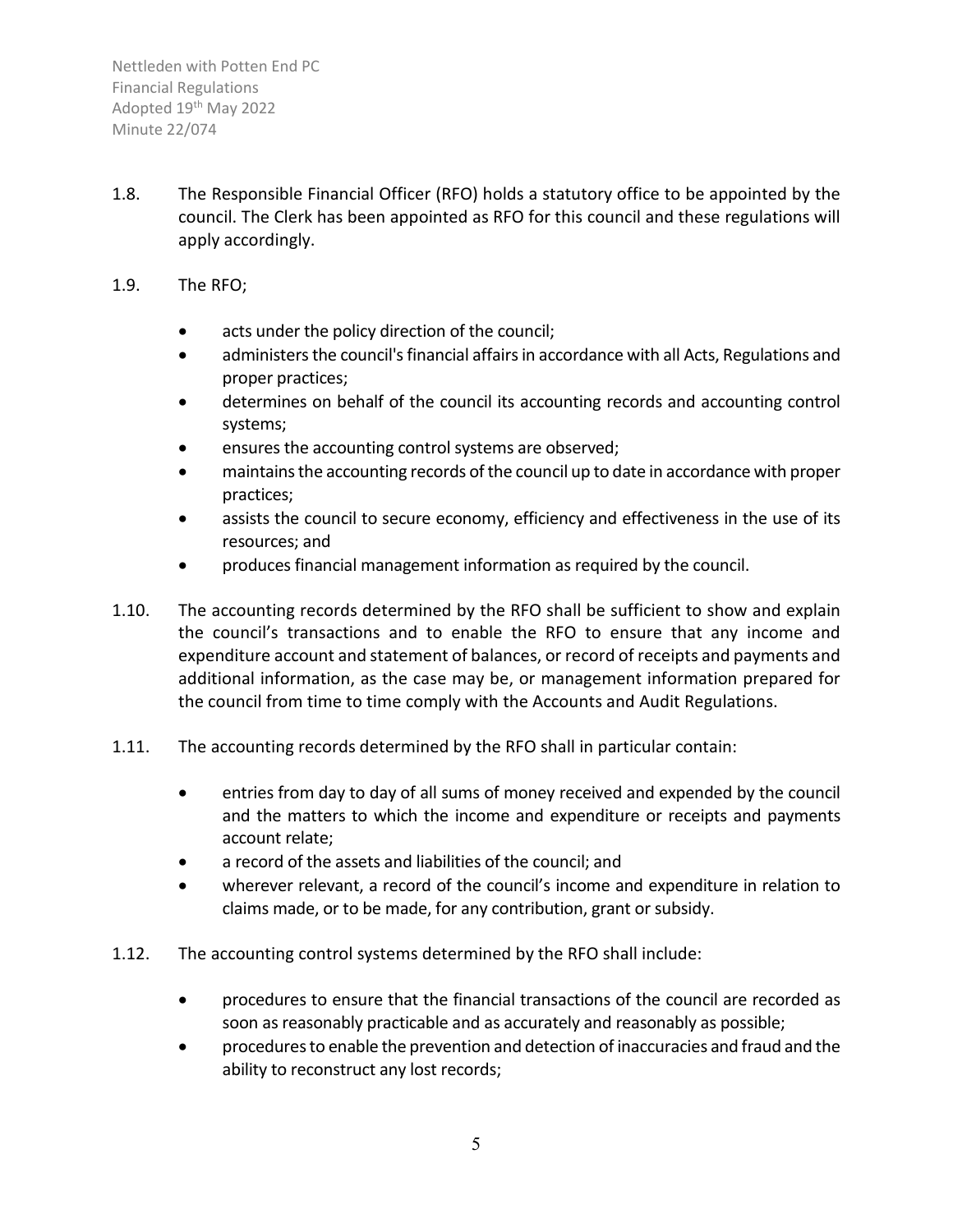1.8. The Responsible Financial Officer (RFO) holds a statutory office to be appointed by the council. The Clerk has been appointed as RFO for this council and these regulations will apply accordingly.

1.9. The RFO;

- acts under the policy direction of the council;
- administers the council's financial affairs in accordance with all Acts, Regulations and proper practices;
- determines on behalf of the council its accounting records and accounting control systems;
- ensures the accounting control systems are observed;
- maintains the accounting records of the council up to date in accordance with proper practices;
- assists the council to secure economy, efficiency and effectiveness in the use of its resources; and
- produces financial management information as required by the council.

1.10. The accounting records determined by the RFO shall be sufficient to show and explain the council's transactions and to enable the RFO to ensure that any income and expenditure account and statement of balances, or record of receipts and payments and additional information, as the case may be, or management information prepared for the council from time to time comply with the Accounts and Audit Regulations.

1.11. The accounting records determined by the RFO shall in particular contain:

- entries from day to day of all sums of money received and expended by the council and the matters to which the income and expenditure or receipts and payments account relate;
- a record of the assets and liabilities of the council; and
- wherever relevant, a record of the council's income and expenditure in relation to claims made, or to be made, for any contribution, grant or subsidy.

1.12. The accounting control systems determined by the RFO shall include:

- procedures to ensure that the financial transactions of the council are recorded as soon as reasonably practicable and as accurately and reasonably as possible;
- procedures to enable the prevention and detection of inaccuracies and fraud and the ability to reconstruct any lost records;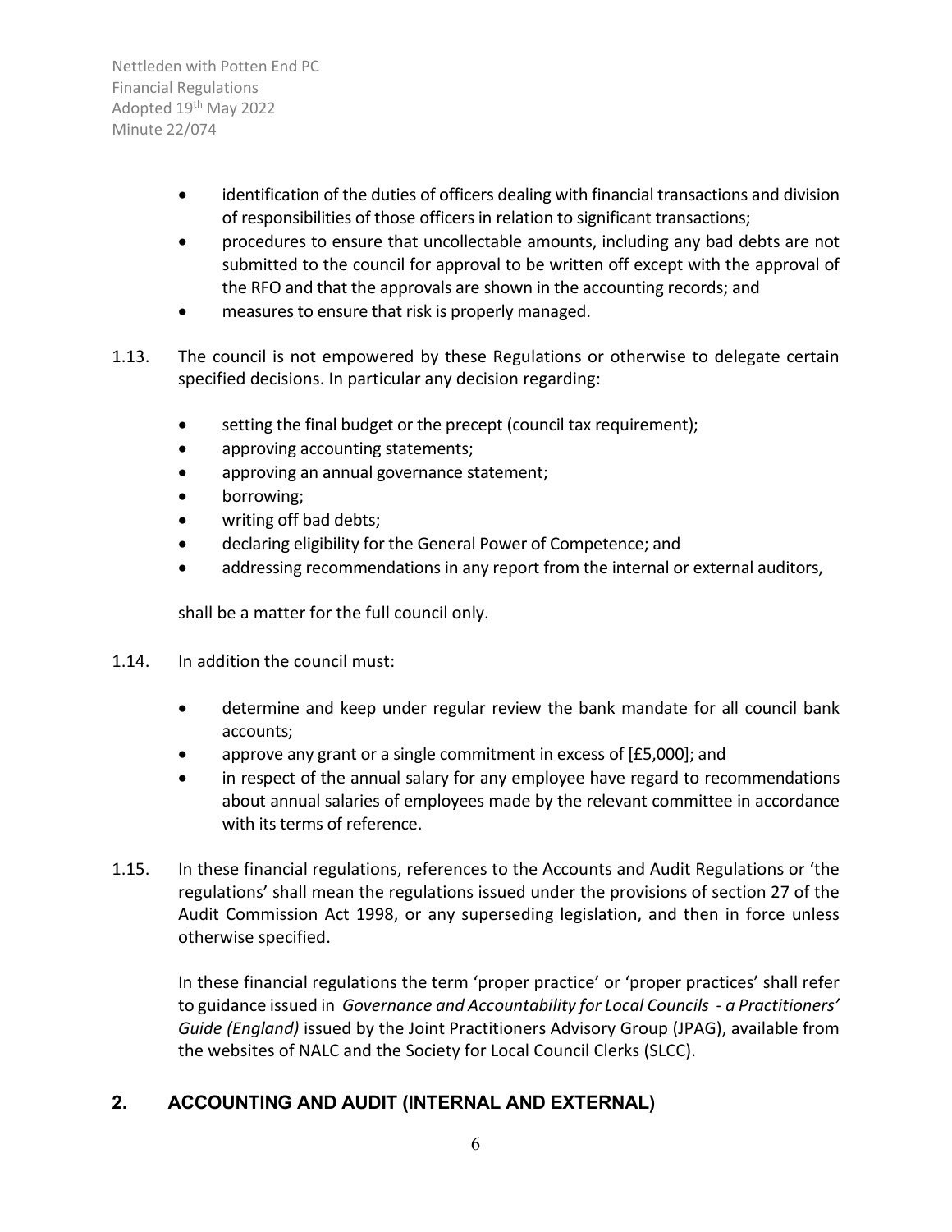- identification of the duties of officers dealing with financial transactions and division of responsibilities of those officers in relation to significant transactions;
- procedures to ensure that uncollectable amounts, including any bad debts are not submitted to the council for approval to be written off except with the approval of the RFO and that the approvals are shown in the accounting records; and
- measures to ensure that risk is properly managed.

1.13. The council is not empowered by these Regulations or otherwise to delegate certain specified decisions. In particular any decision regarding:

- setting the final budget or the precept (council tax requirement);
- approving accounting statements;
- approving an annual governance statement;
- borrowing;
- writing off bad debts;
- declaring eligibility for the General Power of Competence; and
- addressing recommendations in any report from the internal or external auditors,

shall be a matter for the full council only.

1.14. In addition the council must:

- determine and keep under regular review the bank mandate for all council bank accounts;
- approve any grant or a single commitment in excess of [£5,000]; and
- in respect of the annual salary for any employee have regard to recommendations about annual salaries of employees made by the relevant committee in accordance with its terms of reference.

1.15. In these financial regulations, references to the Accounts and Audit Regulations or 'the regulations' shall mean the regulations issued under the provisions of section 27 of the Audit Commission Act 1998, or any superseding legislation, and then in force unless otherwise specified.

In these financial regulations the term 'proper practice' or 'proper practices' shall refer to guidance issued in *Governance and Accountability for Local Councils - a Practitioners' Guide (England)* issued by the Joint Practitioners Advisory Group (JPAG), available from the websites of NALC and the Society for Local Council Clerks (SLCC).

## 2. ACCOUNTING AND AUDIT (INTERNAL AND EXTERNAL)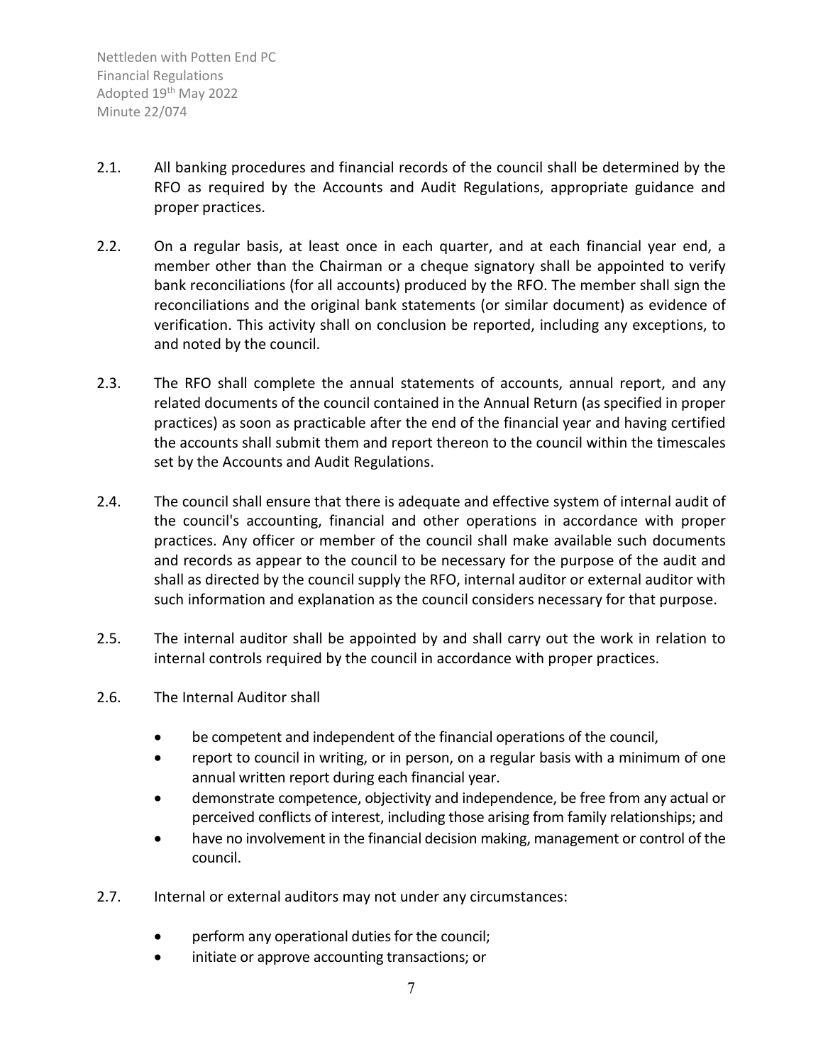2.1. All banking procedures and financial records of the council shall be determined by the RFO as required by the Accounts and Audit Regulations, appropriate guidance and proper practices.

2.2. On a regular basis, at least once in each quarter, and at each financial year end, a member other than the Chairman or a cheque signatory shall be appointed to verify bank reconciliations (for all accounts) produced by the RFO. The member shall sign the reconciliations and the original bank statements (or similar document) as evidence of verification. This activity shall on conclusion be reported, including any exceptions, to and noted by the council.

2.3. The RFO shall complete the annual statements of accounts, annual report, and any related documents of the council contained in the Annual Return (as specified in proper practices) as soon as practicable after the end of the financial year and having certified the accounts shall submit them and report thereon to the council within the timescales set by the Accounts and Audit Regulations.

2.4. The council shall ensure that there is adequate and effective system of internal audit of the council's accounting, financial and other operations in accordance with proper practices. Any officer or member of the council shall make available such documents and records as appear to the council to be necessary for the purpose of the audit and shall as directed by the council supply the RFO, internal auditor or external auditor with such information and explanation as the council considers necessary for that purpose.

2.5. The internal auditor shall be appointed by and shall carry out the work in relation to internal controls required by the council in accordance with proper practices.

2.6. The Internal Auditor shall

- be competent and independent of the financial operations of the council,
- report to council in writing, or in person, on a regular basis with a minimum of one annual written report during each financial year.
- demonstrate competence, objectivity and independence, be free from any actual or perceived conflicts of interest, including those arising from family relationships; and
- have no involvement in the financial decision making, management or control of the council.

2.7. Internal or external auditors may not under any circumstances:

- perform any operational duties for the council;
- initiate or approve accounting transactions; or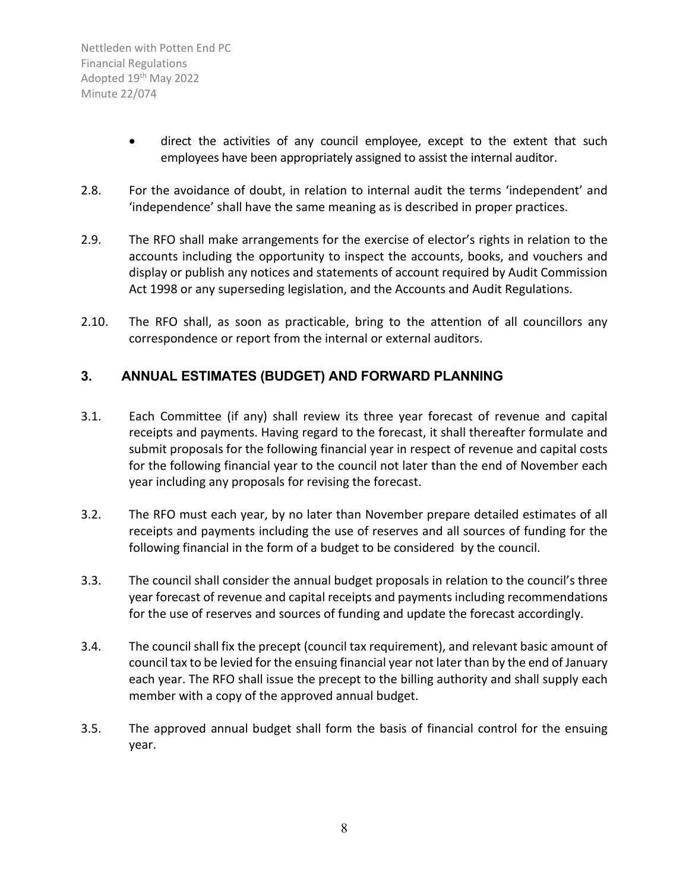- direct the activities of any council employee, except to the extent that such employees have been appropriately assigned to assist the internal auditor.

2.8. For the avoidance of doubt, in relation to internal audit the terms 'independent' and 'independence' shall have the same meaning as is described in proper practices.

2.9. The RFO shall make arrangements for the exercise of elector's rights in relation to the accounts including the opportunity to inspect the accounts, books, and vouchers and display or publish any notices and statements of account required by Audit Commission Act 1998 or any superseding legislation, and the Accounts and Audit Regulations.

2.10. The RFO shall, as soon as practicable, bring to the attention of all councillors any correspondence or report from the internal or external auditors.

## 3. ANNUAL ESTIMATES (BUDGET) AND FORWARD PLANNING

3.1. Each Committee (if any) shall review its three year forecast of revenue and capital receipts and payments. Having regard to the forecast, it shall thereafter formulate and submit proposals for the following financial year in respect of revenue and capital costs for the following financial year to the council not later than the end of November each year including any proposals for revising the forecast.

3.2. The RFO must each year, by no later than November prepare detailed estimates of all receipts and payments including the use of reserves and all sources of funding for the following financial in the form of a budget to be considered by the council.

3.3. The council shall consider the annual budget proposals in relation to the council's three year forecast of revenue and capital receipts and payments including recommendations for the use of reserves and sources of funding and update the forecast accordingly.

3.4. The council shall fix the precept (council tax requirement), and relevant basic amount of council tax to be levied for the ensuing financial year not later than by the end of January each year. The RFO shall issue the precept to the billing authority and shall supply each member with a copy of the approved annual budget.

3.5. The approved annual budget shall form the basis of financial control for the ensuing year.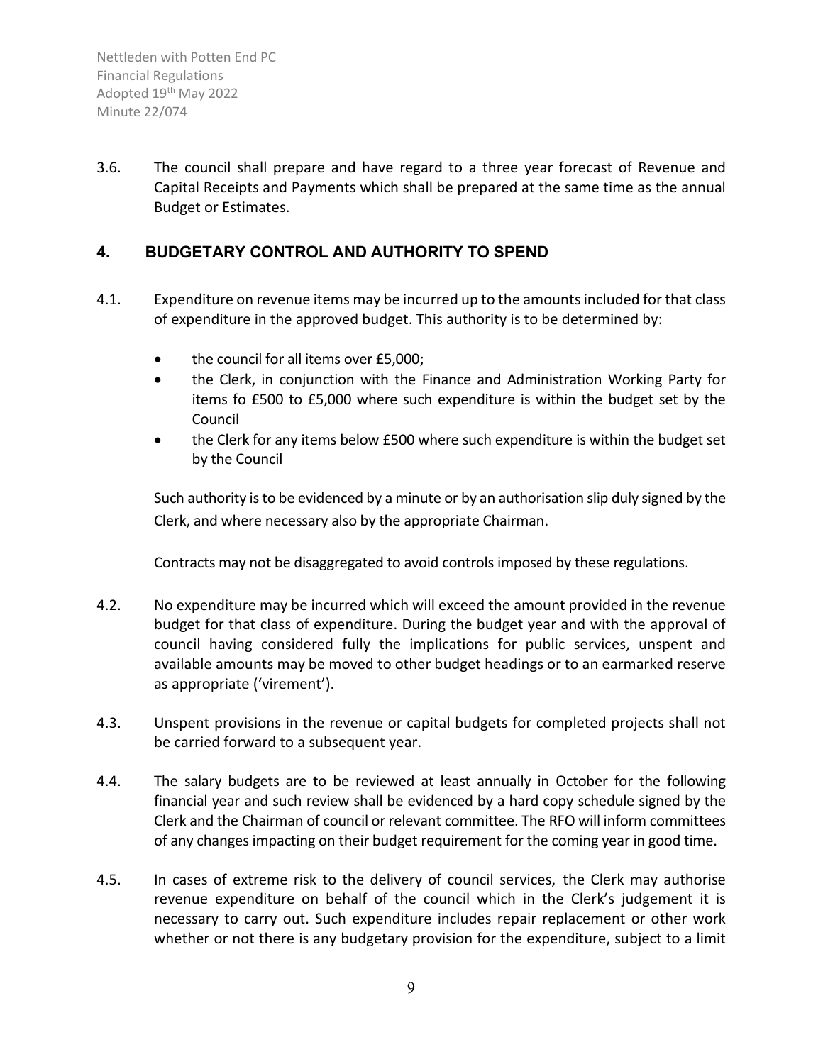3.6. The council shall prepare and have regard to a three year forecast of Revenue and Capital Receipts and Payments which shall be prepared at the same time as the annual Budget or Estimates.

## 4. BUDGETARY CONTROL AND AUTHORITY TO SPEND

4.1. Expenditure on revenue items may be incurred up to the amounts included for that class of expenditure in the approved budget. This authority is to be determined by:

- the council for all items over £5,000;
- the Clerk, in conjunction with the Finance and Administration Working Party for items fo £500 to £5,000 where such expenditure is within the budget set by the Council
- the Clerk for any items below £500 where such expenditure is within the budget set by the Council

Such authority is to be evidenced by a minute or by an authorisation slip duly signed by the Clerk, and where necessary also by the appropriate Chairman.

Contracts may not be disaggregated to avoid controls imposed by these regulations.

4.2. No expenditure may be incurred which will exceed the amount provided in the revenue budget for that class of expenditure. During the budget year and with the approval of council having considered fully the implications for public services, unspent and available amounts may be moved to other budget headings or to an earmarked reserve as appropriate ('virement').

4.3. Unspent provisions in the revenue or capital budgets for completed projects shall not be carried forward to a subsequent year.

4.4. The salary budgets are to be reviewed at least annually in October for the following financial year and such review shall be evidenced by a hard copy schedule signed by the Clerk and the Chairman of council or relevant committee. The RFO will inform committees of any changes impacting on their budget requirement for the coming year in good time.

4.5. In cases of extreme risk to the delivery of council services, the Clerk may authorise revenue expenditure on behalf of the council which in the Clerk's judgement it is necessary to carry out. Such expenditure includes repair replacement or other work whether or not there is any budgetary provision for the expenditure, subject to a limit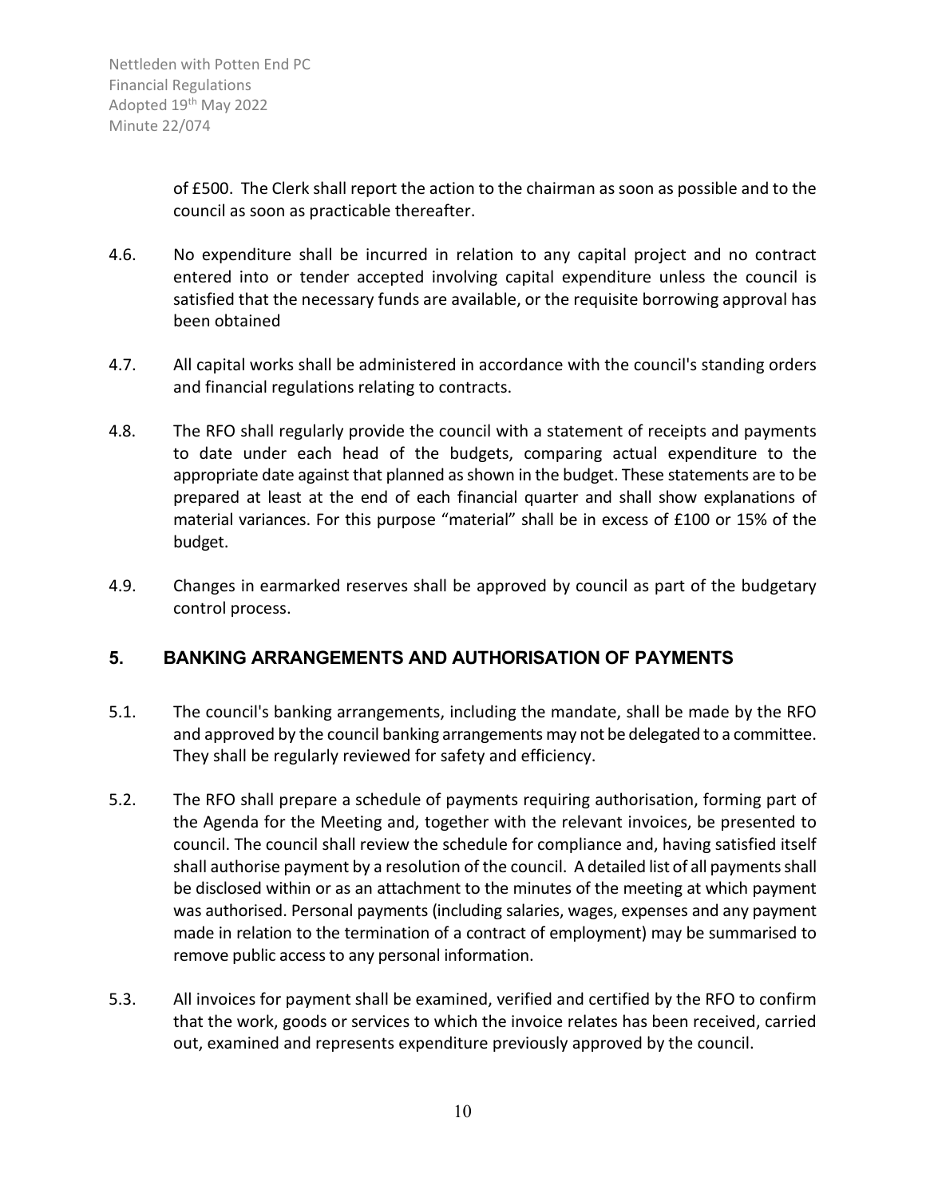of £500. The Clerk shall report the action to the chairman as soon as possible and to the council as soon as practicable thereafter.

4.6. No expenditure shall be incurred in relation to any capital project and no contract entered into or tender accepted involving capital expenditure unless the council is satisfied that the necessary funds are available, or the requisite borrowing approval has been obtained

4.7. All capital works shall be administered in accordance with the council's standing orders and financial regulations relating to contracts.

4.8. The RFO shall regularly provide the council with a statement of receipts and payments to date under each head of the budgets, comparing actual expenditure to the appropriate date against that planned as shown in the budget. These statements are to be prepared at least at the end of each financial quarter and shall show explanations of material variances. For this purpose "material" shall be in excess of £100 or 15% of the budget.

4.9. Changes in earmarked reserves shall be approved by council as part of the budgetary control process.

## 5. BANKING ARRANGEMENTS AND AUTHORISATION OF PAYMENTS

5.1. The council's banking arrangements, including the mandate, shall be made by the RFO and approved by the council banking arrangements may not be delegated to a committee. They shall be regularly reviewed for safety and efficiency.

5.2. The RFO shall prepare a schedule of payments requiring authorisation, forming part of the Agenda for the Meeting and, together with the relevant invoices, be presented to council. The council shall review the schedule for compliance and, having satisfied itself shall authorise payment by a resolution of the council. A detailed list of all payments shall be disclosed within or as an attachment to the minutes of the meeting at which payment was authorised. Personal payments (including salaries, wages, expenses and any payment made in relation to the termination of a contract of employment) may be summarised to remove public access to any personal information.

5.3. All invoices for payment shall be examined, verified and certified by the RFO to confirm that the work, goods or services to which the invoice relates has been received, carried out, examined and represents expenditure previously approved by the council.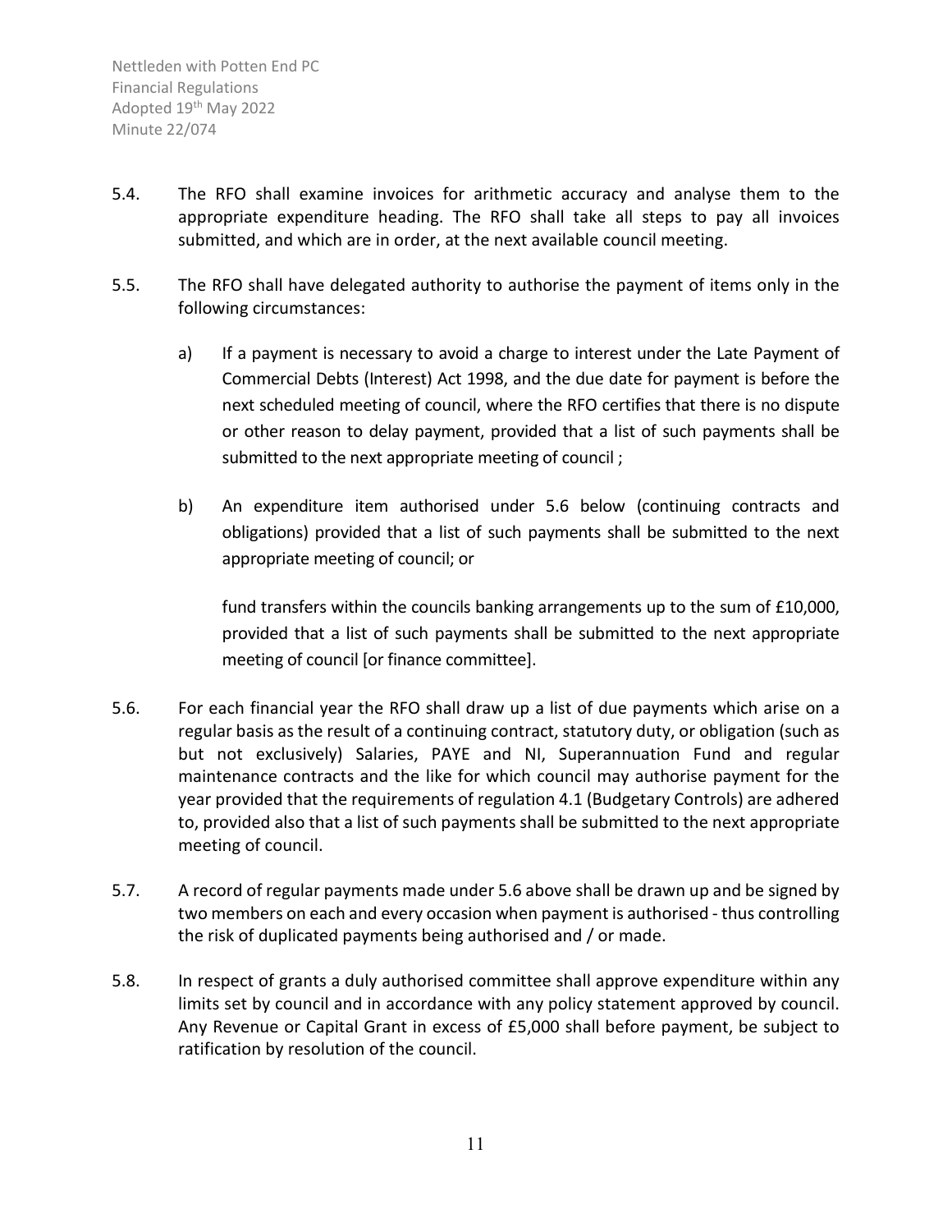5.4. The RFO shall examine invoices for arithmetic accuracy and analyse them to the appropriate expenditure heading. The RFO shall take all steps to pay all invoices submitted, and which are in order, at the next available council meeting.

5.5. The RFO shall have delegated authority to authorise the payment of items only in the following circumstances:

a) If a payment is necessary to avoid a charge to interest under the Late Payment of Commercial Debts (Interest) Act 1998, and the due date for payment is before the next scheduled meeting of council, where the RFO certifies that there is no dispute or other reason to delay payment, provided that a list of such payments shall be submitted to the next appropriate meeting of council ;

b) An expenditure item authorised under 5.6 below (continuing contracts and obligations) provided that a list of such payments shall be submitted to the next appropriate meeting of council; or

fund transfers within the councils banking arrangements up to the sum of £10,000, provided that a list of such payments shall be submitted to the next appropriate meeting of council [or finance committee].

5.6. For each financial year the RFO shall draw up a list of due payments which arise on a regular basis as the result of a continuing contract, statutory duty, or obligation (such as but not exclusively) Salaries, PAYE and NI, Superannuation Fund and regular maintenance contracts and the like for which council may authorise payment for the year provided that the requirements of regulation 4.1 (Budgetary Controls) are adhered to, provided also that a list of such payments shall be submitted to the next appropriate meeting of council.

5.7. A record of regular payments made under 5.6 above shall be drawn up and be signed by two members on each and every occasion when payment is authorised - thus controlling the risk of duplicated payments being authorised and / or made.

5.8. In respect of grants a duly authorised committee shall approve expenditure within any limits set by council and in accordance with any policy statement approved by council. Any Revenue or Capital Grant in excess of £5,000 shall before payment, be subject to ratification by resolution of the council.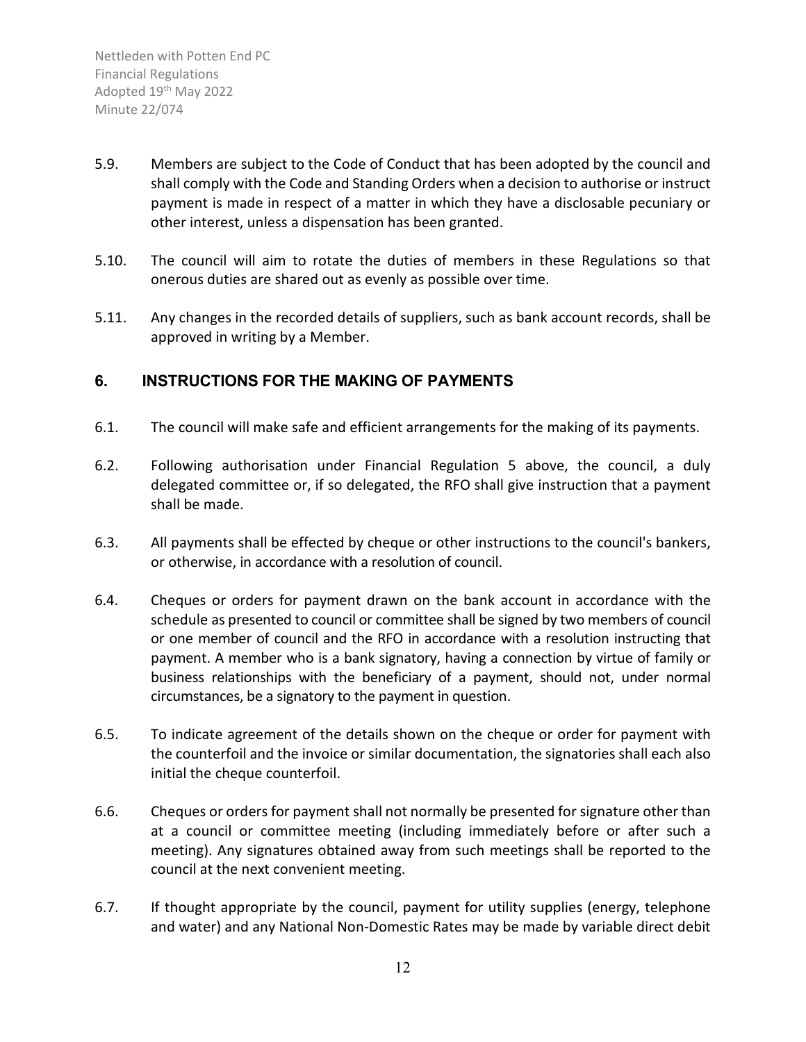5.9. Members are subject to the Code of Conduct that has been adopted by the council and shall comply with the Code and Standing Orders when a decision to authorise or instruct payment is made in respect of a matter in which they have a disclosable pecuniary or other interest, unless a dispensation has been granted.

5.10. The council will aim to rotate the duties of members in these Regulations so that onerous duties are shared out as evenly as possible over time.

5.11. Any changes in the recorded details of suppliers, such as bank account records, shall be approved in writing by a Member.

## 6. INSTRUCTIONS FOR THE MAKING OF PAYMENTS

6.1. The council will make safe and efficient arrangements for the making of its payments.

6.2. Following authorisation under Financial Regulation 5 above, the council, a duly delegated committee or, if so delegated, the RFO shall give instruction that a payment shall be made.

6.3. All payments shall be effected by cheque or other instructions to the council's bankers, or otherwise, in accordance with a resolution of council.

6.4. Cheques or orders for payment drawn on the bank account in accordance with the schedule as presented to council or committee shall be signed by two members of council or one member of council and the RFO in accordance with a resolution instructing that payment. A member who is a bank signatory, having a connection by virtue of family or business relationships with the beneficiary of a payment, should not, under normal circumstances, be a signatory to the payment in question.

6.5. To indicate agreement of the details shown on the cheque or order for payment with the counterfoil and the invoice or similar documentation, the signatories shall each also initial the cheque counterfoil.

6.6. Cheques or orders for payment shall not normally be presented for signature other than at a council or committee meeting (including immediately before or after such a meeting). Any signatures obtained away from such meetings shall be reported to the council at the next convenient meeting.

6.7. If thought appropriate by the council, payment for utility supplies (energy, telephone and water) and any National Non-Domestic Rates may be made by variable direct debit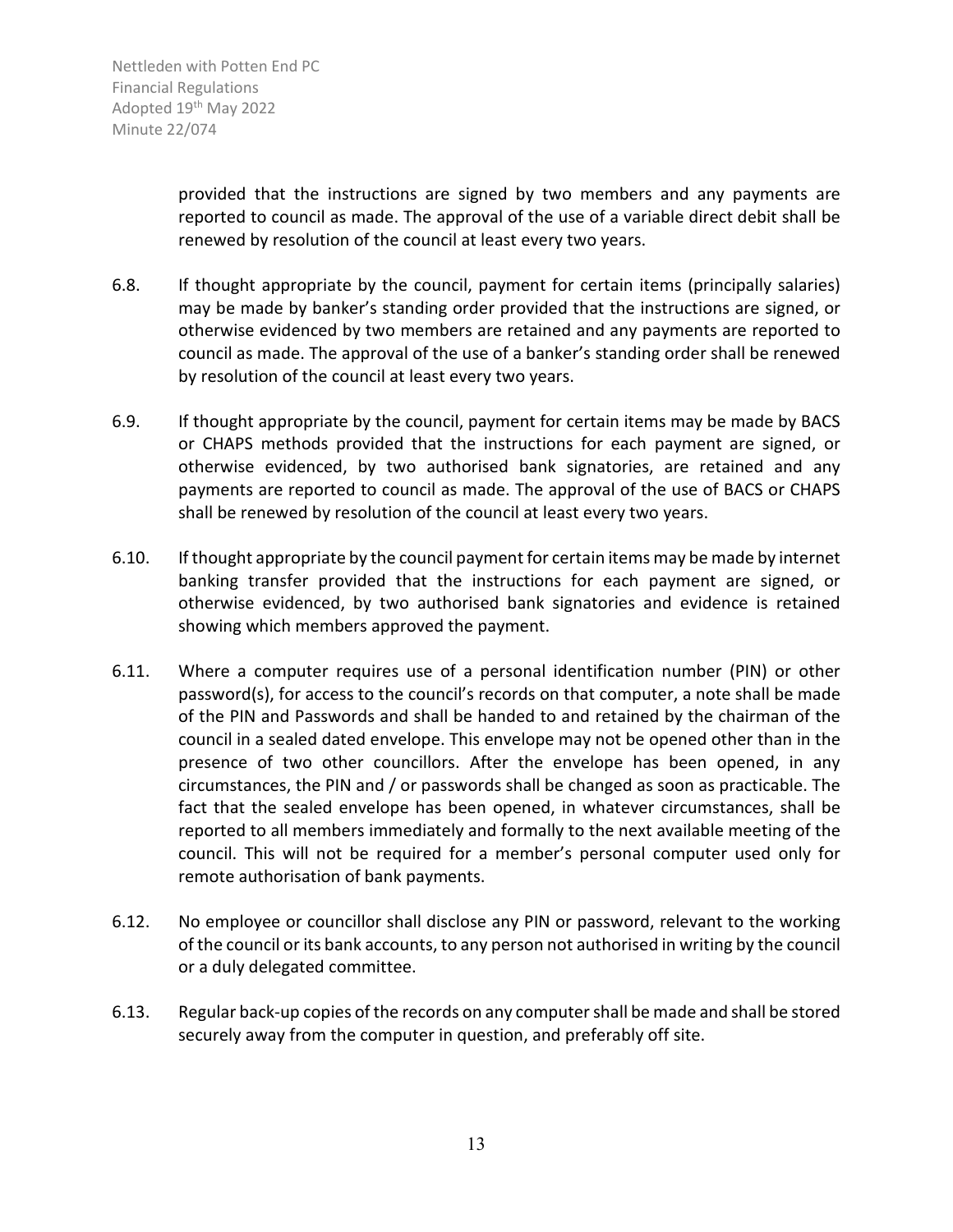provided that the instructions are signed by two members and any payments are reported to council as made. The approval of the use of a variable direct debit shall be renewed by resolution of the council at least every two years.

6.8. If thought appropriate by the council, payment for certain items (principally salaries) may be made by banker's standing order provided that the instructions are signed, or otherwise evidenced by two members are retained and any payments are reported to council as made. The approval of the use of a banker's standing order shall be renewed by resolution of the council at least every two years.

6.9. If thought appropriate by the council, payment for certain items may be made by BACS or CHAPS methods provided that the instructions for each payment are signed, or otherwise evidenced, by two authorised bank signatories, are retained and any payments are reported to council as made. The approval of the use of BACS or CHAPS shall be renewed by resolution of the council at least every two years.

6.10. If thought appropriate by the council payment for certain items may be made by internet banking transfer provided that the instructions for each payment are signed, or otherwise evidenced, by two authorised bank signatories and evidence is retained showing which members approved the payment.

6.11. Where a computer requires use of a personal identification number (PIN) or other password(s), for access to the council's records on that computer, a note shall be made of the PIN and Passwords and shall be handed to and retained by the chairman of the council in a sealed dated envelope. This envelope may not be opened other than in the presence of two other councillors. After the envelope has been opened, in any circumstances, the PIN and / or passwords shall be changed as soon as practicable. The fact that the sealed envelope has been opened, in whatever circumstances, shall be reported to all members immediately and formally to the next available meeting of the council. This will not be required for a member's personal computer used only for remote authorisation of bank payments.

6.12. No employee or councillor shall disclose any PIN or password, relevant to the working of the council or its bank accounts, to any person not authorised in writing by the council or a duly delegated committee.

6.13. Regular back-up copies of the records on any computer shall be made and shall be stored securely away from the computer in question, and preferably off site.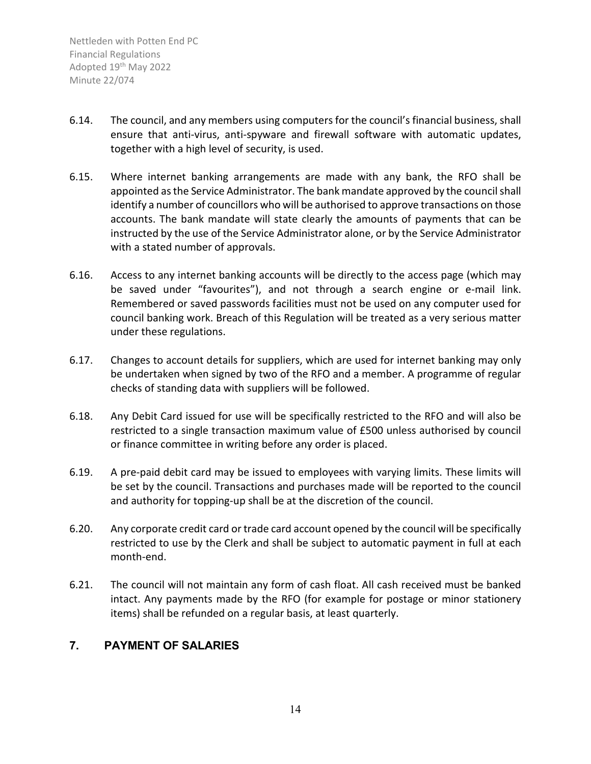6.14. The council, and any members using computers for the council's financial business, shall ensure that anti-virus, anti-spyware and firewall software with automatic updates, together with a high level of security, is used.

6.15. Where internet banking arrangements are made with any bank, the RFO shall be appointed as the Service Administrator. The bank mandate approved by the council shall identify a number of councillors who will be authorised to approve transactions on those accounts. The bank mandate will state clearly the amounts of payments that can be instructed by the use of the Service Administrator alone, or by the Service Administrator with a stated number of approvals.

6.16. Access to any internet banking accounts will be directly to the access page (which may be saved under "favourites"), and not through a search engine or e-mail link. Remembered or saved passwords facilities must not be used on any computer used for council banking work. Breach of this Regulation will be treated as a very serious matter under these regulations.

6.17. Changes to account details for suppliers, which are used for internet banking may only be undertaken when signed by two of the RFO and a member. A programme of regular checks of standing data with suppliers will be followed.

6.18. Any Debit Card issued for use will be specifically restricted to the RFO and will also be restricted to a single transaction maximum value of £500 unless authorised by council or finance committee in writing before any order is placed.

6.19. A pre-paid debit card may be issued to employees with varying limits. These limits will be set by the council. Transactions and purchases made will be reported to the council and authority for topping-up shall be at the discretion of the council.

6.20. Any corporate credit card or trade card account opened by the council will be specifically restricted to use by the Clerk and shall be subject to automatic payment in full at each month-end.

6.21. The council will not maintain any form of cash float. All cash received must be banked intact. Any payments made by the RFO (for example for postage or minor stationery items) shall be refunded on a regular basis, at least quarterly.

## 7. PAYMENT OF SALARIES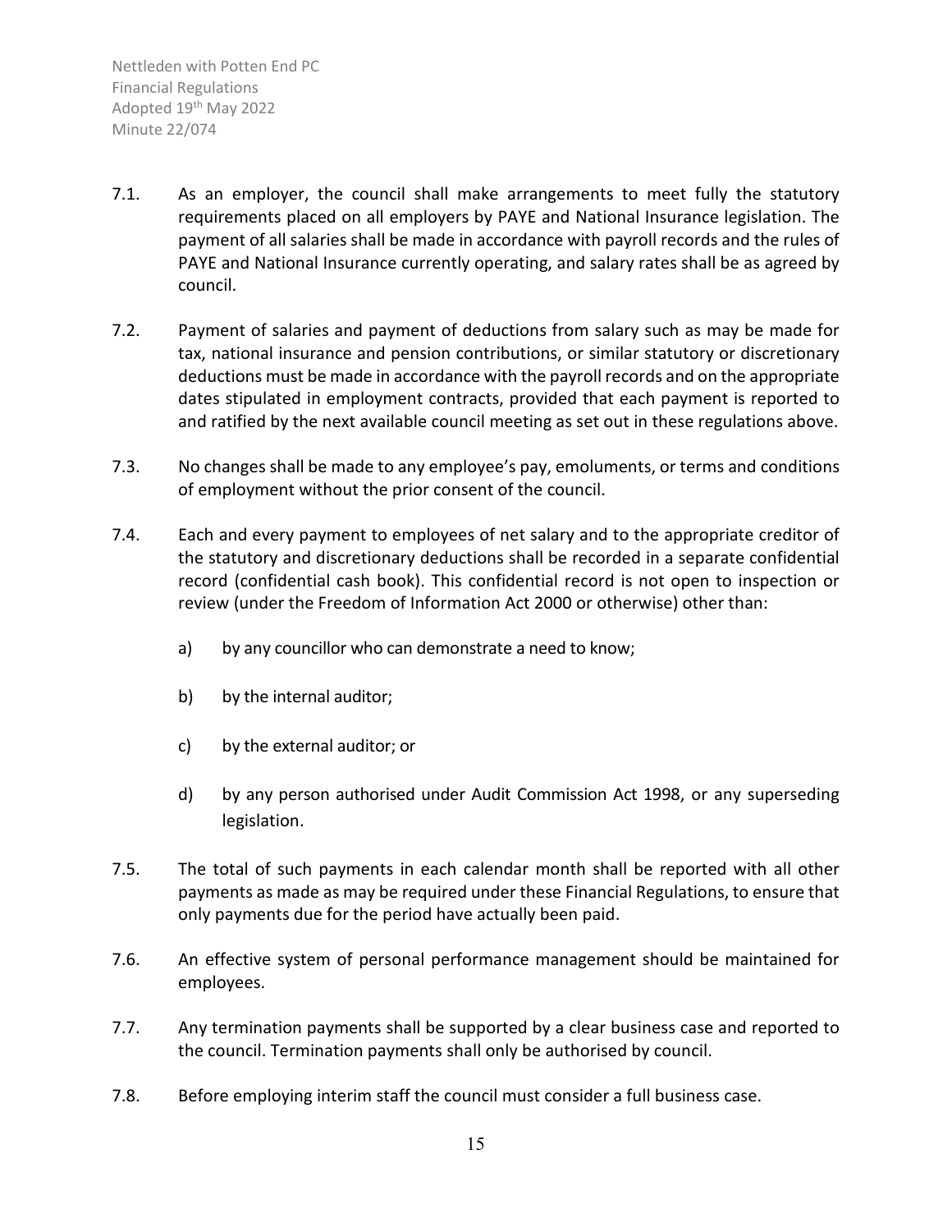7.1. As an employer, the council shall make arrangements to meet fully the statutory requirements placed on all employers by PAYE and National Insurance legislation. The payment of all salaries shall be made in accordance with payroll records and the rules of PAYE and National Insurance currently operating, and salary rates shall be as agreed by council.

7.2. Payment of salaries and payment of deductions from salary such as may be made for tax, national insurance and pension contributions, or similar statutory or discretionary deductions must be made in accordance with the payroll records and on the appropriate dates stipulated in employment contracts, provided that each payment is reported to and ratified by the next available council meeting as set out in these regulations above.

7.3. No changes shall be made to any employee's pay, emoluments, or terms and conditions of employment without the prior consent of the council.

7.4. Each and every payment to employees of net salary and to the appropriate creditor of the statutory and discretionary deductions shall be recorded in a separate confidential record (confidential cash book). This confidential record is not open to inspection or review (under the Freedom of Information Act 2000 or otherwise) other than:

a) by any councillor who can demonstrate a need to know;

b) by the internal auditor;

c) by the external auditor; or

d) by any person authorised under Audit Commission Act 1998, or any superseding legislation.

7.5. The total of such payments in each calendar month shall be reported with all other payments as made as may be required under these Financial Regulations, to ensure that only payments due for the period have actually been paid.

7.6. An effective system of personal performance management should be maintained for employees.

7.7. Any termination payments shall be supported by a clear business case and reported to the council. Termination payments shall only be authorised by council.

7.8. Before employing interim staff the council must consider a full business case.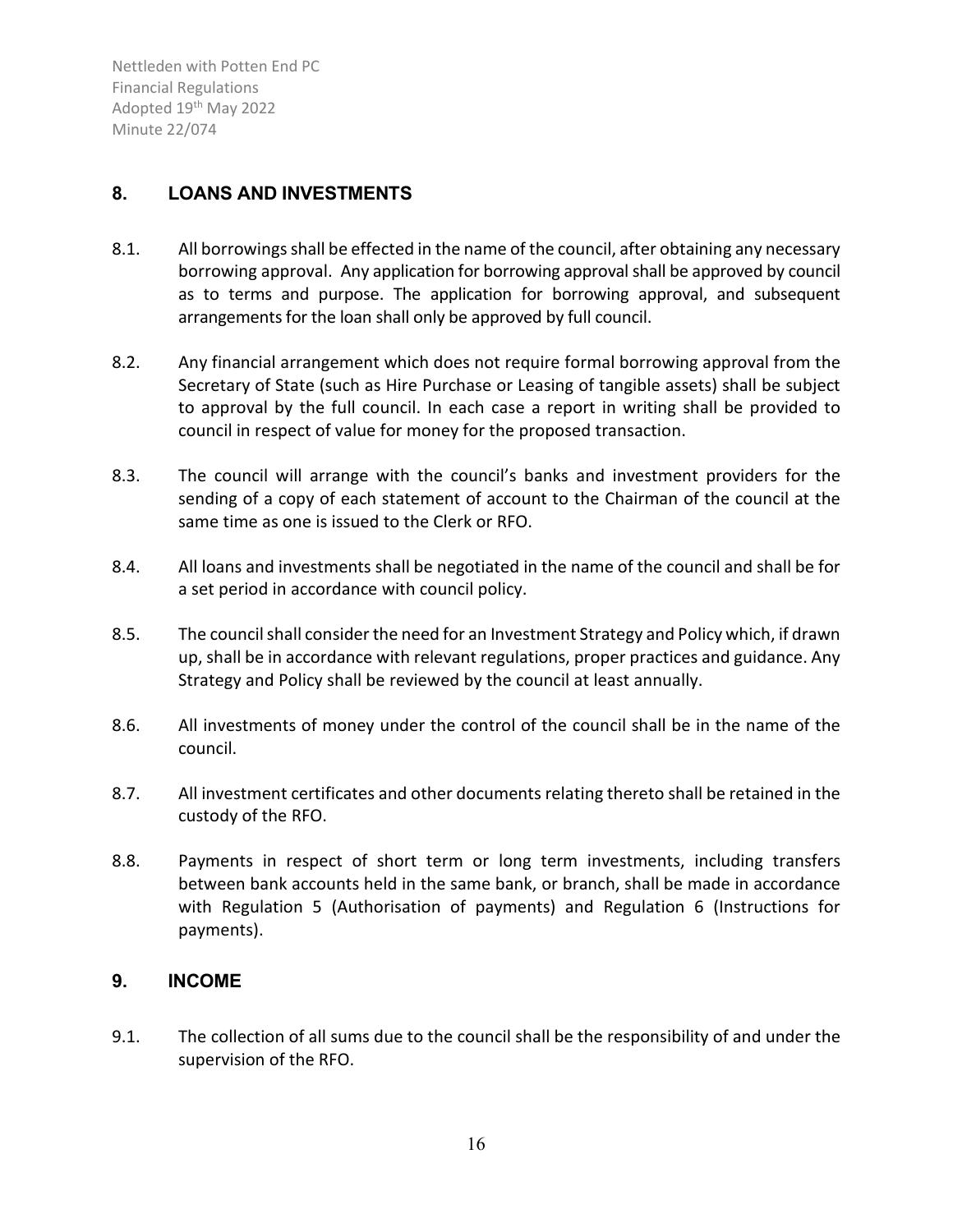## 8. LOANS AND INVESTMENTS

8.1. All borrowings shall be effected in the name of the council, after obtaining any necessary borrowing approval. Any application for borrowing approval shall be approved by council as to terms and purpose. The application for borrowing approval, and subsequent arrangements for the loan shall only be approved by full council.

8.2. Any financial arrangement which does not require formal borrowing approval from the Secretary of State (such as Hire Purchase or Leasing of tangible assets) shall be subject to approval by the full council. In each case a report in writing shall be provided to council in respect of value for money for the proposed transaction.

8.3. The council will arrange with the council's banks and investment providers for the sending of a copy of each statement of account to the Chairman of the council at the same time as one is issued to the Clerk or RFO.

8.4. All loans and investments shall be negotiated in the name of the council and shall be for a set period in accordance with council policy.

8.5. The council shall consider the need for an Investment Strategy and Policy which, if drawn up, shall be in accordance with relevant regulations, proper practices and guidance. Any Strategy and Policy shall be reviewed by the council at least annually.

8.6. All investments of money under the control of the council shall be in the name of the council.

8.7. All investment certificates and other documents relating thereto shall be retained in the custody of the RFO.

8.8. Payments in respect of short term or long term investments, including transfers between bank accounts held in the same bank, or branch, shall be made in accordance with Regulation 5 (Authorisation of payments) and Regulation 6 (Instructions for payments).

## 9. INCOME

9.1. The collection of all sums due to the council shall be the responsibility of and under the supervision of the RFO.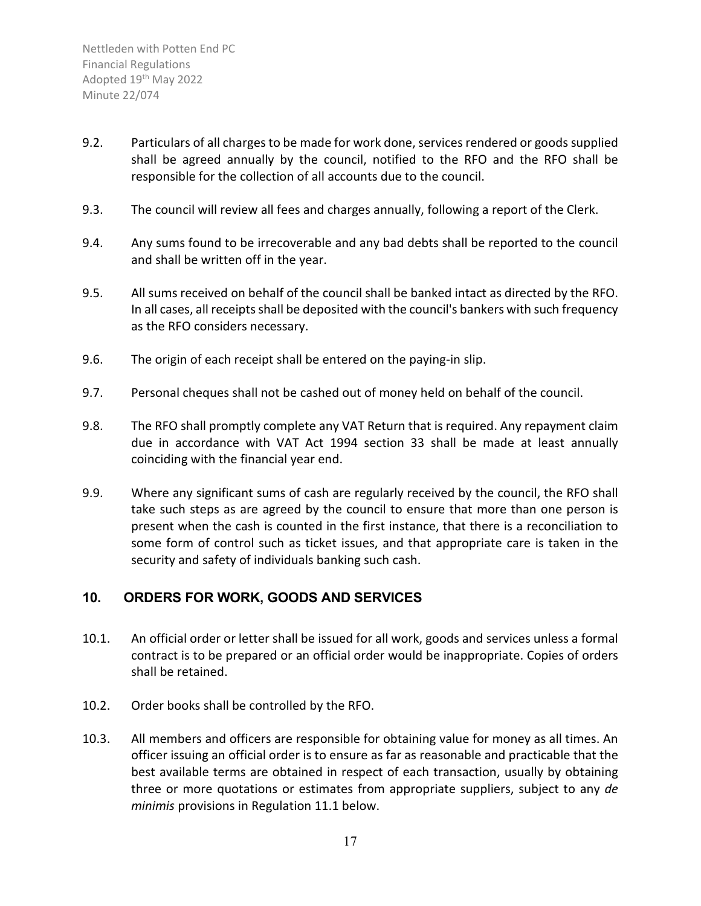9.2. Particulars of all charges to be made for work done, services rendered or goods supplied shall be agreed annually by the council, notified to the RFO and the RFO shall be responsible for the collection of all accounts due to the council.

9.3. The council will review all fees and charges annually, following a report of the Clerk.

9.4. Any sums found to be irrecoverable and any bad debts shall be reported to the council and shall be written off in the year.

9.5. All sums received on behalf of the council shall be banked intact as directed by the RFO. In all cases, all receipts shall be deposited with the council's bankers with such frequency as the RFO considers necessary.

9.6. The origin of each receipt shall be entered on the paying-in slip.

9.7. Personal cheques shall not be cashed out of money held on behalf of the council.

9.8. The RFO shall promptly complete any VAT Return that is required. Any repayment claim due in accordance with VAT Act 1994 section 33 shall be made at least annually coinciding with the financial year end.

9.9. Where any significant sums of cash are regularly received by the council, the RFO shall take such steps as are agreed by the council to ensure that more than one person is present when the cash is counted in the first instance, that there is a reconciliation to some form of control such as ticket issues, and that appropriate care is taken in the security and safety of individuals banking such cash.

## 10. ORDERS FOR WORK, GOODS AND SERVICES

10.1. An official order or letter shall be issued for all work, goods and services unless a formal contract is to be prepared or an official order would be inappropriate. Copies of orders shall be retained.

10.2. Order books shall be controlled by the RFO.

10.3. All members and officers are responsible for obtaining value for money as all times. An officer issuing an official order is to ensure as far as reasonable and practicable that the best available terms are obtained in respect of each transaction, usually by obtaining three or more quotations or estimates from appropriate suppliers, subject to any *de minimis* provisions in Regulation 11.1 below.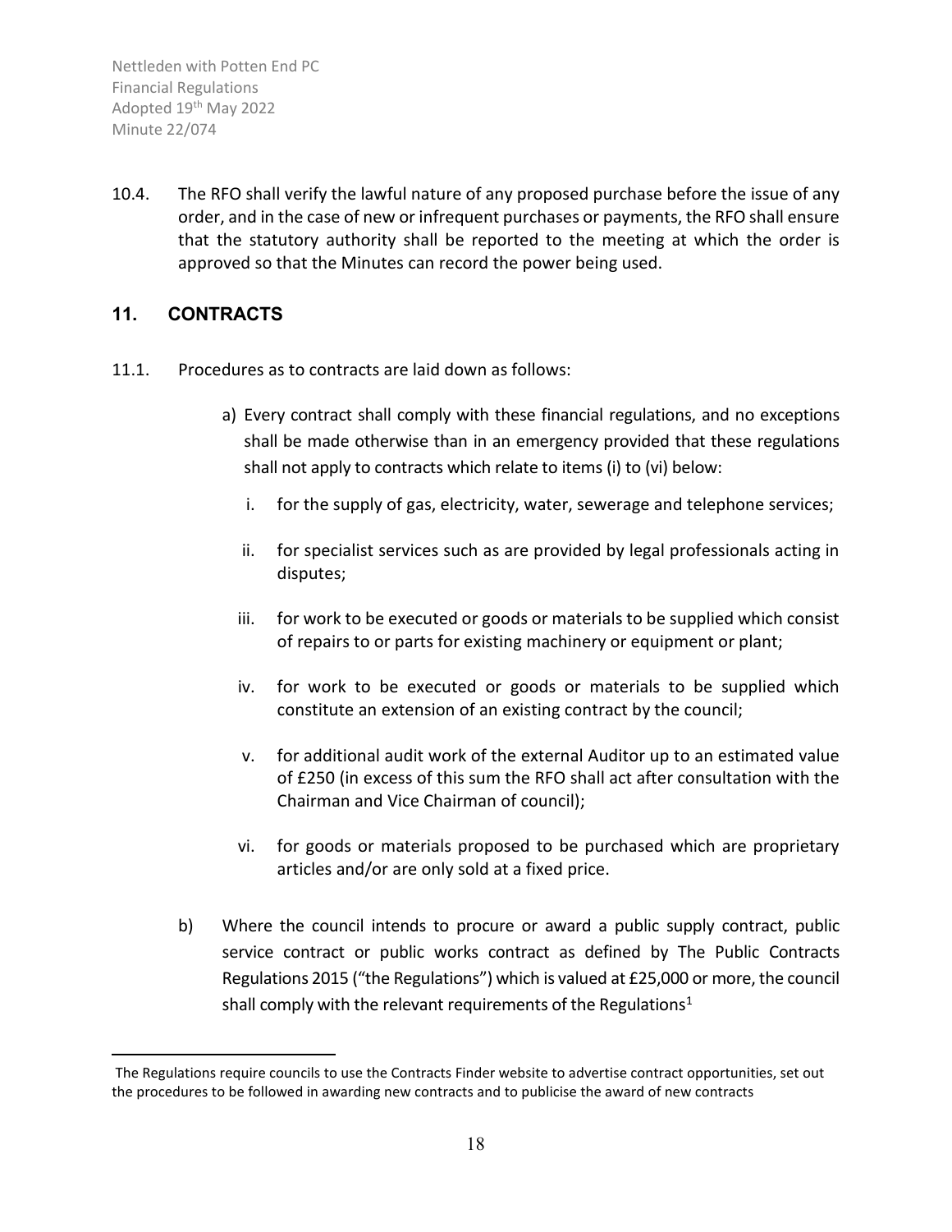10.4. The RFO shall verify the lawful nature of any proposed purchase before the issue of any order, and in the case of new or infrequent purchases or payments, the RFO shall ensure that the statutory authority shall be reported to the meeting at which the order is approved so that the Minutes can record the power being used.

## 11. CONTRACTS

11.1. Procedures as to contracts are laid down as follows:

a) Every contract shall comply with these financial regulations, and no exceptions shall be made otherwise than in an emergency provided that these regulations shall not apply to contracts which relate to items (i) to (vi) below:

   i. for the supply of gas, electricity, water, sewerage and telephone services;

   ii. for specialist services such as are provided by legal professionals acting in disputes;

   iii. for work to be executed or goods or materials to be supplied which consist of repairs to or parts for existing machinery or equipment or plant;

   iv. for work to be executed or goods or materials to be supplied which constitute an extension of an existing contract by the council;

   v. for additional audit work of the external Auditor up to an estimated value of £250 (in excess of this sum the RFO shall act after consultation with the Chairman and Vice Chairman of council);

   vi. for goods or materials proposed to be purchased which are proprietary articles and/or are only sold at a fixed price.

b) Where the council intends to procure or award a public supply contract, public service contract or public works contract as defined by The Public Contracts Regulations 2015 ("the Regulations") which is valued at £25,000 or more, the council shall comply with the relevant requirements of the Regulations[1]

---

[1] The Regulations require councils to use the Contracts Finder website to advertise contract opportunities, set out the procedures to be followed in awarding new contracts and to publicise the award of new contracts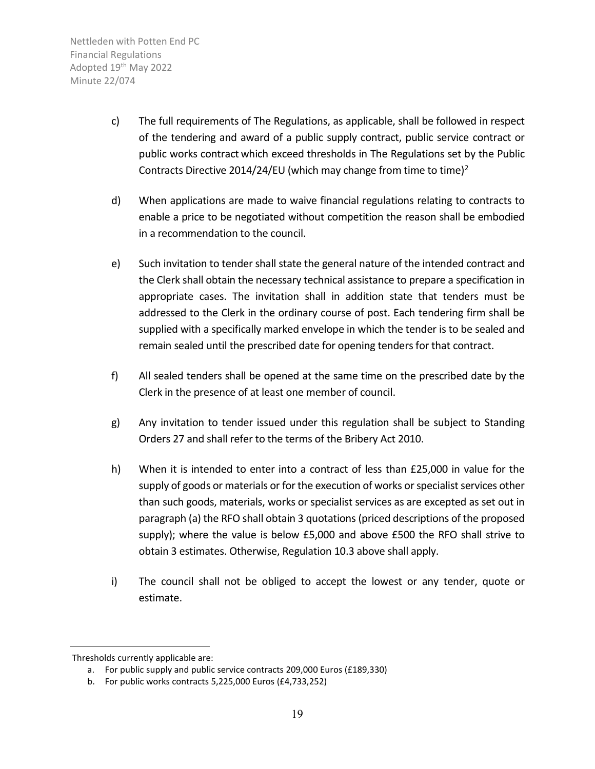c) The full requirements of The Regulations, as applicable, shall be followed in respect of the tendering and award of a public supply contract, public service contract or public works contract which exceed thresholds in The Regulations set by the Public Contracts Directive 2014/24/EU (which may change from time to time)[2]

d) When applications are made to waive financial regulations relating to contracts to enable a price to be negotiated without competition the reason shall be embodied in a recommendation to the council.

e) Such invitation to tender shall state the general nature of the intended contract and the Clerk shall obtain the necessary technical assistance to prepare a specification in appropriate cases. The invitation shall in addition state that tenders must be addressed to the Clerk in the ordinary course of post. Each tendering firm shall be supplied with a specifically marked envelope in which the tender is to be sealed and remain sealed until the prescribed date for opening tenders for that contract.

f) All sealed tenders shall be opened at the same time on the prescribed date by the Clerk in the presence of at least one member of council.

g) Any invitation to tender issued under this regulation shall be subject to Standing Orders 27 and shall refer to the terms of the Bribery Act 2010.

h) When it is intended to enter into a contract of less than £25,000 in value for the supply of goods or materials or for the execution of works or specialist services other than such goods, materials, works or specialist services as are excepted as set out in paragraph (a) the RFO shall obtain 3 quotations (priced descriptions of the proposed supply); where the value is below £5,000 and above £500 the RFO shall strive to obtain 3 estimates. Otherwise, Regulation 10.3 above shall apply.

i) The council shall not be obliged to accept the lowest or any tender, quote or estimate.

---

Thresholds currently applicable are:

a. For public supply and public service contracts 209,000 Euros (£189,330)
b. For public works contracts 5,225,000 Euros (£4,733,252)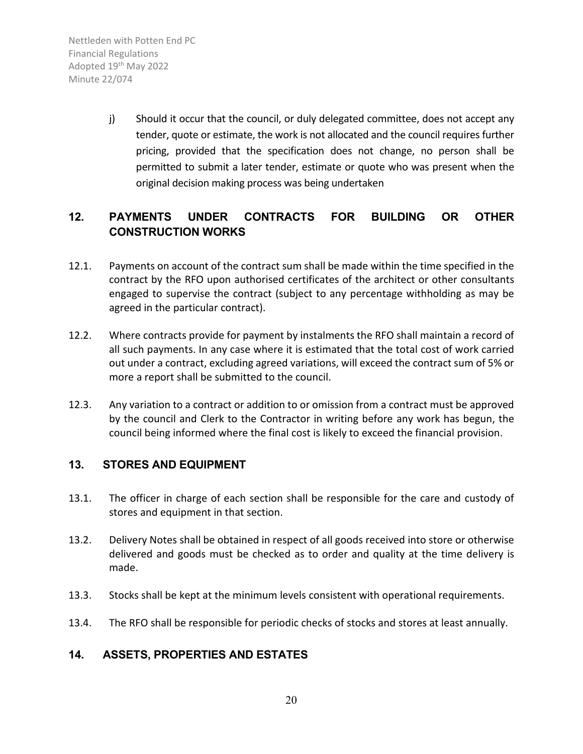j) Should it occur that the council, or duly delegated committee, does not accept any tender, quote or estimate, the work is not allocated and the council requires further pricing, provided that the specification does not change, no person shall be permitted to submit a later tender, estimate or quote who was present when the original decision making process was being undertaken

## 12. PAYMENTS UNDER CONTRACTS FOR BUILDING OR OTHER CONSTRUCTION WORKS

12.1. Payments on account of the contract sum shall be made within the time specified in the contract by the RFO upon authorised certificates of the architect or other consultants engaged to supervise the contract (subject to any percentage withholding as may be agreed in the particular contract).

12.2. Where contracts provide for payment by instalments the RFO shall maintain a record of all such payments. In any case where it is estimated that the total cost of work carried out under a contract, excluding agreed variations, will exceed the contract sum of 5% or more a report shall be submitted to the council.

12.3. Any variation to a contract or addition to or omission from a contract must be approved by the council and Clerk to the Contractor in writing before any work has begun, the council being informed where the final cost is likely to exceed the financial provision.

## 13. STORES AND EQUIPMENT

13.1. The officer in charge of each section shall be responsible for the care and custody of stores and equipment in that section.

13.2. Delivery Notes shall be obtained in respect of all goods received into store or otherwise delivered and goods must be checked as to order and quality at the time delivery is made.

13.3. Stocks shall be kept at the minimum levels consistent with operational requirements.

13.4. The RFO shall be responsible for periodic checks of stocks and stores at least annually.

## 14. ASSETS, PROPERTIES AND ESTATES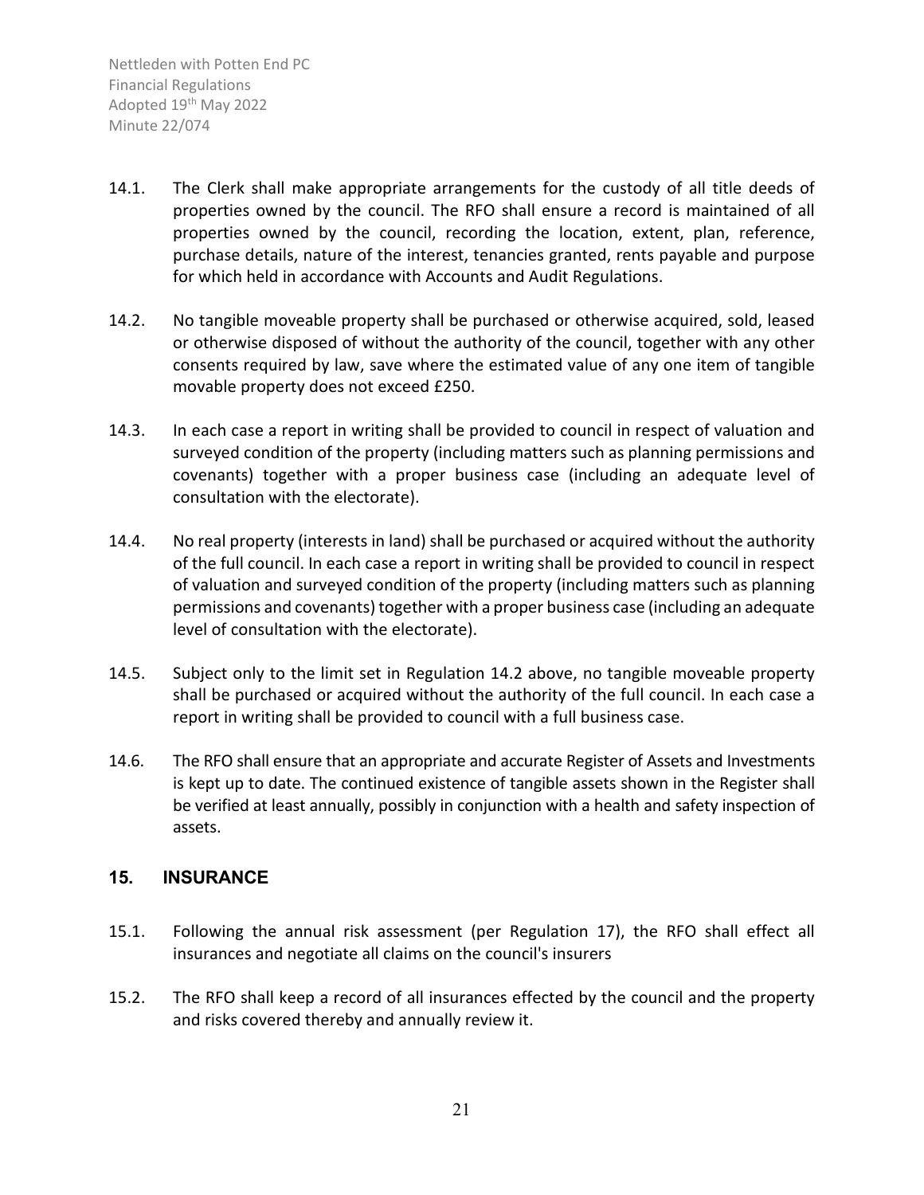14.1. The Clerk shall make appropriate arrangements for the custody of all title deeds of properties owned by the council. The RFO shall ensure a record is maintained of all properties owned by the council, recording the location, extent, plan, reference, purchase details, nature of the interest, tenancies granted, rents payable and purpose for which held in accordance with Accounts and Audit Regulations.

14.2. No tangible moveable property shall be purchased or otherwise acquired, sold, leased or otherwise disposed of without the authority of the council, together with any other consents required by law, save where the estimated value of any one item of tangible movable property does not exceed £250.

14.3. In each case a report in writing shall be provided to council in respect of valuation and surveyed condition of the property (including matters such as planning permissions and covenants) together with a proper business case (including an adequate level of consultation with the electorate).

14.4. No real property (interests in land) shall be purchased or acquired without the authority of the full council. In each case a report in writing shall be provided to council in respect of valuation and surveyed condition of the property (including matters such as planning permissions and covenants) together with a proper business case (including an adequate level of consultation with the electorate).

14.5. Subject only to the limit set in Regulation 14.2 above, no tangible moveable property shall be purchased or acquired without the authority of the full council. In each case a report in writing shall be provided to council with a full business case.

14.6. The RFO shall ensure that an appropriate and accurate Register of Assets and Investments is kept up to date. The continued existence of tangible assets shown in the Register shall be verified at least annually, possibly in conjunction with a health and safety inspection of assets.

## 15. INSURANCE

15.1. Following the annual risk assessment (per Regulation 17), the RFO shall effect all insurances and negotiate all claims on the council's insurers

15.2. The RFO shall keep a record of all insurances effected by the council and the property and risks covered thereby and annually review it.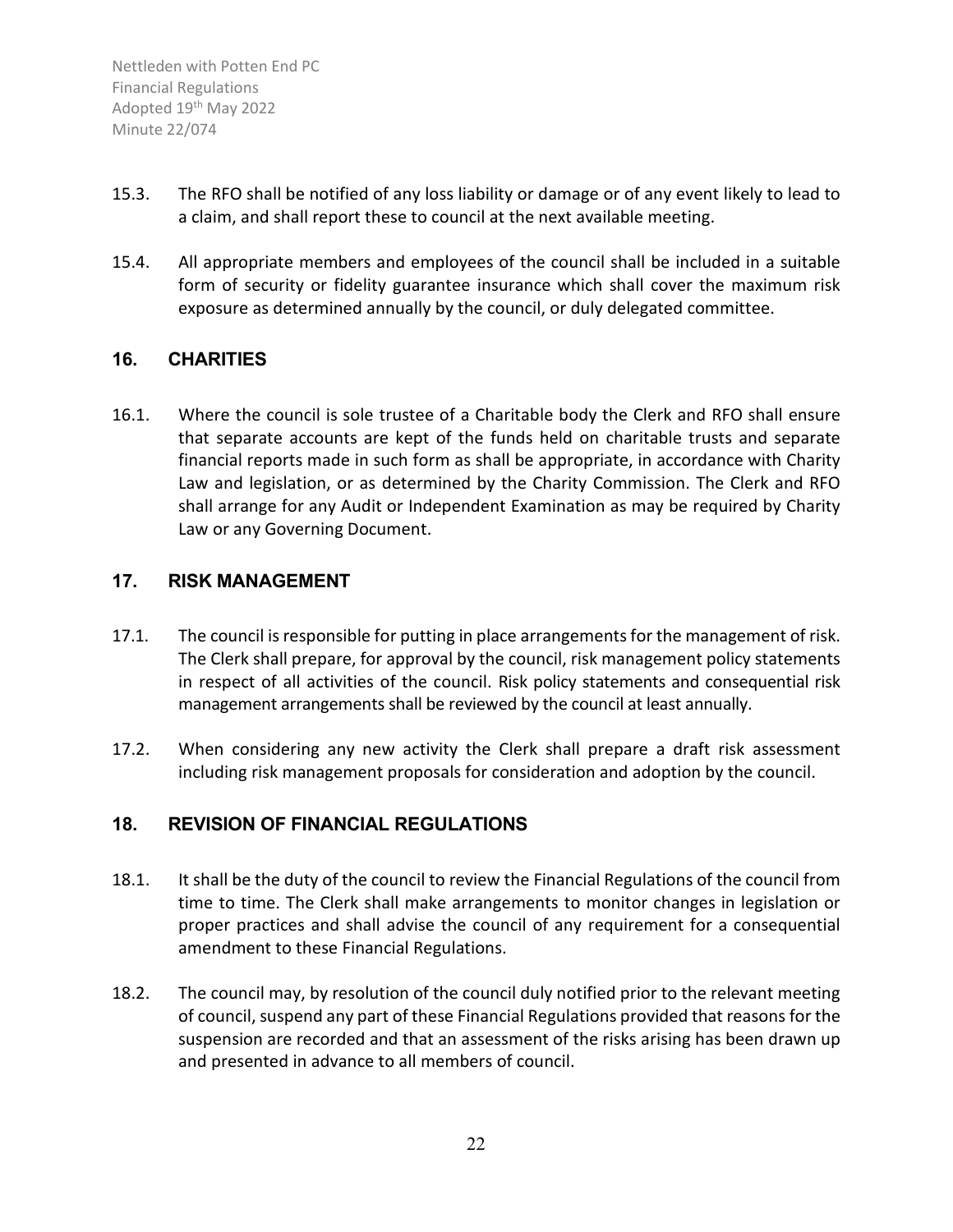15.3. The RFO shall be notified of any loss liability or damage or of any event likely to lead to a claim, and shall report these to council at the next available meeting.

15.4. All appropriate members and employees of the council shall be included in a suitable form of security or fidelity guarantee insurance which shall cover the maximum risk exposure as determined annually by the council, or duly delegated committee.

## 16. CHARITIES

16.1. Where the council is sole trustee of a Charitable body the Clerk and RFO shall ensure that separate accounts are kept of the funds held on charitable trusts and separate financial reports made in such form as shall be appropriate, in accordance with Charity Law and legislation, or as determined by the Charity Commission. The Clerk and RFO shall arrange for any Audit or Independent Examination as may be required by Charity Law or any Governing Document.

## 17. RISK MANAGEMENT

17.1. The council is responsible for putting in place arrangements for the management of risk. The Clerk shall prepare, for approval by the council, risk management policy statements in respect of all activities of the council. Risk policy statements and consequential risk management arrangements shall be reviewed by the council at least annually.

17.2. When considering any new activity the Clerk shall prepare a draft risk assessment including risk management proposals for consideration and adoption by the council.

## 18. REVISION OF FINANCIAL REGULATIONS

18.1. It shall be the duty of the council to review the Financial Regulations of the council from time to time. The Clerk shall make arrangements to monitor changes in legislation or proper practices and shall advise the council of any requirement for a consequential amendment to these Financial Regulations.

18.2. The council may, by resolution of the council duly notified prior to the relevant meeting of council, suspend any part of these Financial Regulations provided that reasons for the suspension are recorded and that an assessment of the risks arising has been drawn up and presented in advance to all members of council.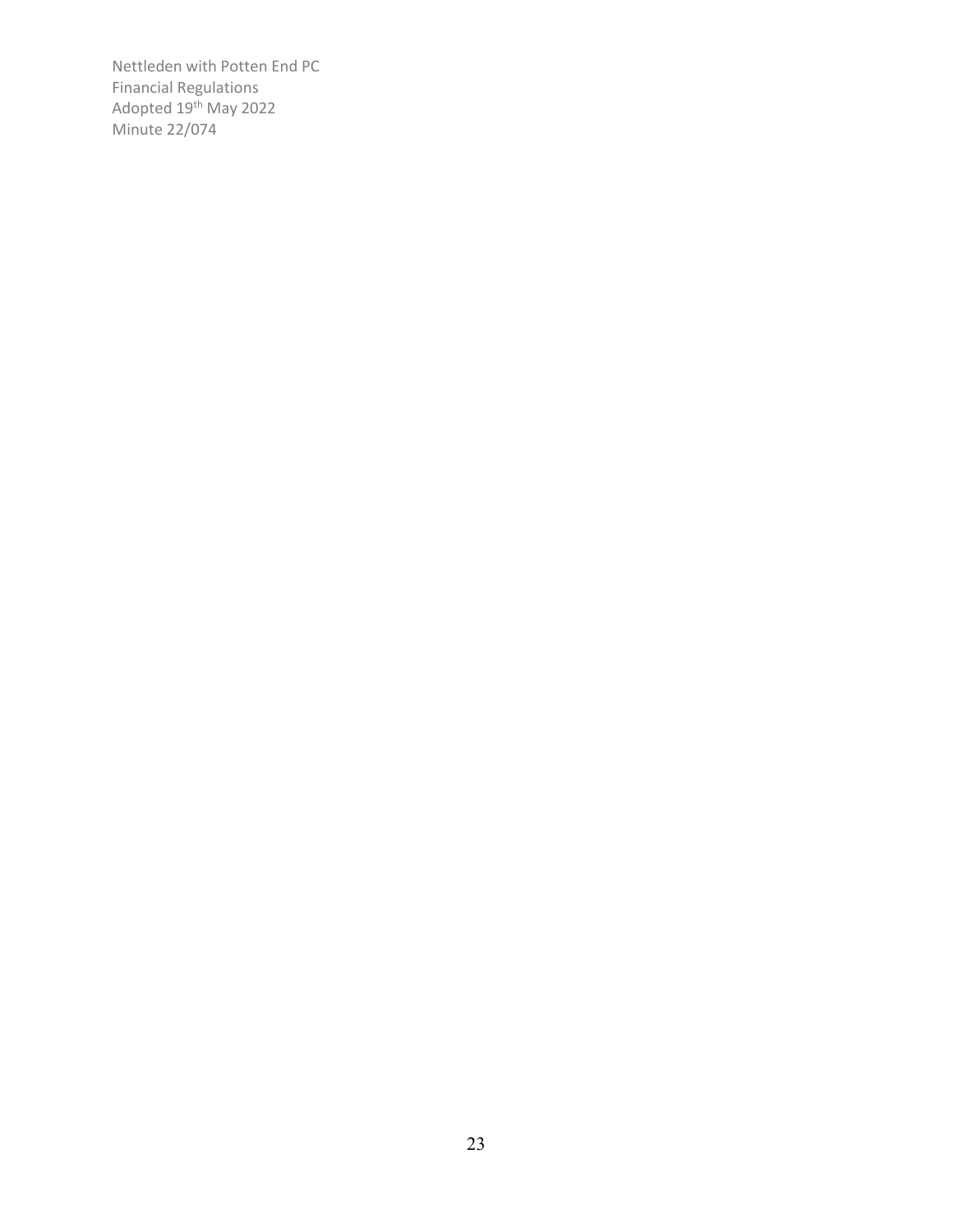Nettleden with Potten End PC
Financial Regulations
Adopted 19th May 2022
Minute 22/074